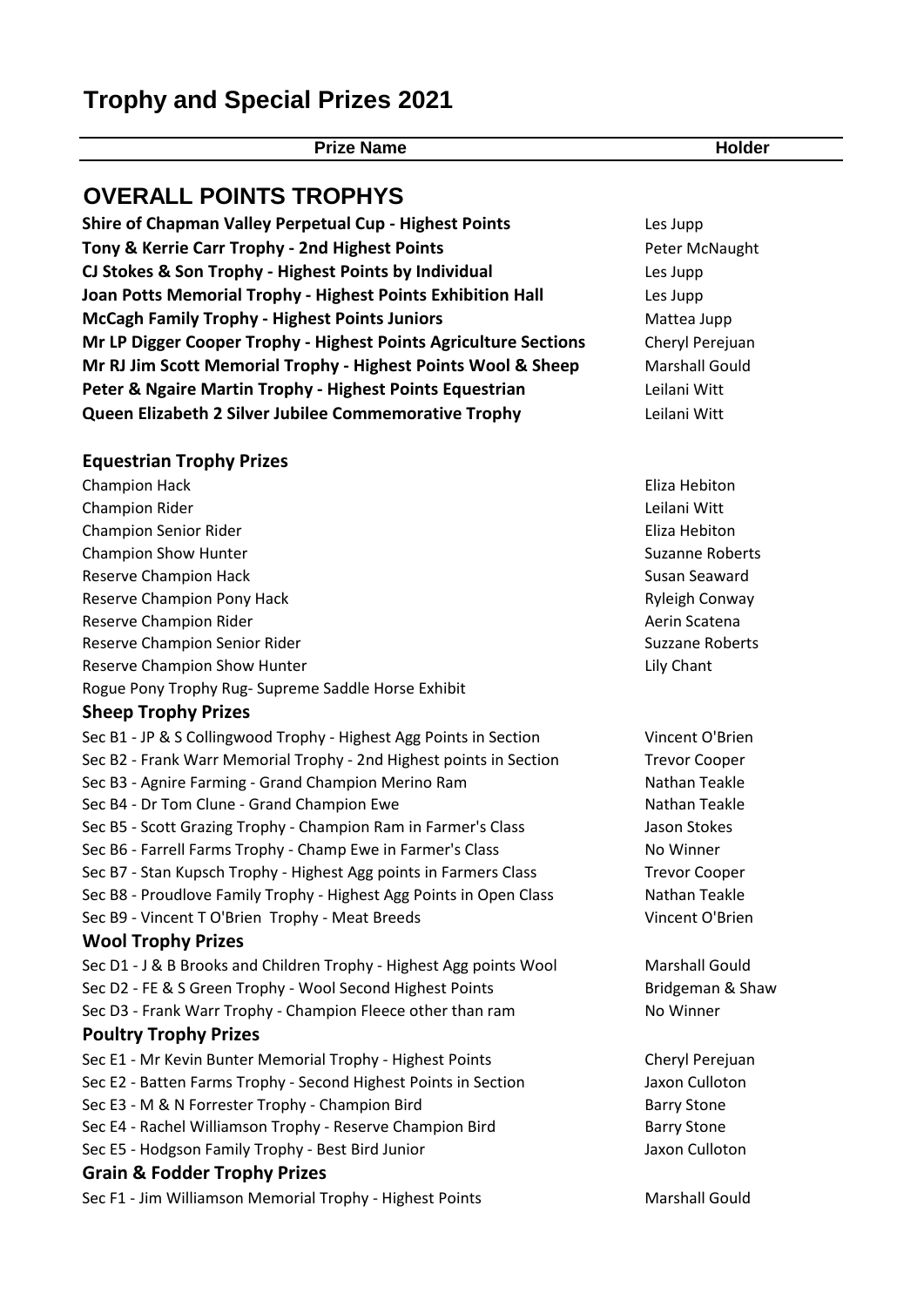# Trophy and Special Prizes 2021

| Prize Name | Holder |
|---|---|
| **OVERALL POINTS TROPHYS** | |
| **Shire of Chapman Valley Perpetual Cup - Highest Points** | Les Jupp |
| **Tony & Kerrie Carr Trophy - 2nd Highest Points** | Peter McNaught |
| **CJ Stokes & Son Trophy - Highest Points by Individual** | Les Jupp |
| **Joan Potts Memorial Trophy - Highest Points Exhibition Hall** | Les Jupp |
| **McCagh Family Trophy - Highest Points Juniors** | Mattea Jupp |
| **Mr LP Digger Cooper Trophy - Highest Points Agriculture Sections** | Cheryl Perejuan |
| **Mr RJ Jim Scott Memorial Trophy - Highest Points Wool & Sheep** | Marshall Gould |
| **Peter & Ngaire Martin Trophy - Highest Points Equestrian** | Leilani Witt |
| **Queen Elizabeth 2 Silver Jubilee Commemorative Trophy** | Leilani Witt |
| **Equestrian Trophy Prizes** | |
| Champion Hack | Eliza Hebiton |
| Champion Rider | Leilani Witt |
| Champion Senior Rider | Eliza Hebiton |
| Champion Show Hunter | Suzanne Roberts |
| Reserve Champion Hack | Susan Seaward |
| Reserve Champion Pony Hack | Ryleigh Conway |
| Reserve Champion Rider | Aerin Scatena |
| Reserve Champion Senior Rider | Suzzane Roberts |
| Reserve Champion Show Hunter | Lily Chant |
| Rogue Pony Trophy Rug- Supreme Saddle Horse Exhibit | |
| **Sheep Trophy Prizes** | |
| Sec B1 - JP & S Collingwood Trophy - Highest Agg Points in Section | Vincent O'Brien |
| Sec B2 - Frank Warr Memorial Trophy - 2nd Highest points in Section | Trevor Cooper |
| Sec B3 - Agnire Farming - Grand Champion Merino Ram | Nathan Teakle |
| Sec B4 - Dr Tom Clune - Grand Champion Ewe | Nathan Teakle |
| Sec B5 - Scott Grazing Trophy - Champion Ram in Farmer's Class | Jason Stokes |
| Sec B6 - Farrell Farms Trophy - Champ Ewe in Farmer's Class | No Winner |
| Sec B7 - Stan Kupsch Trophy - Highest Agg points in Farmers Class | Trevor Cooper |
| Sec B8 - Proudlove Family Trophy - Highest Agg Points in Open Class | Nathan Teakle |
| Sec B9 - Vincent T O'Brien Trophy - Meat Breeds | Vincent O'Brien |
| **Wool Trophy Prizes** | |
| Sec D1 - J & B Brooks and Children Trophy - Highest Agg points Wool | Marshall Gould |
| Sec D2 - FE & S Green Trophy - Wool Second Highest Points | Bridgeman & Shaw |
| Sec D3 - Frank Warr Trophy - Champion Fleece other than ram | No Winner |
| **Poultry Trophy Prizes** | |
| Sec E1 - Mr Kevin Bunter Memorial Trophy - Highest Points | Cheryl Perejuan |
| Sec E2 - Batten Farms Trophy - Second Highest Points in Section | Jaxon Culloton |
| Sec E3 - M & N Forrester Trophy - Champion Bird | Barry Stone |
| Sec E4 - Rachel Williamson Trophy - Reserve Champion Bird | Barry Stone |
| Sec E5 - Hodgson Family Trophy - Best Bird Junior | Jaxon Culloton |
| **Grain & Fodder Trophy Prizes** | |
| Sec F1 - Jim Williamson Memorial Trophy - Highest Points | Marshall Gould |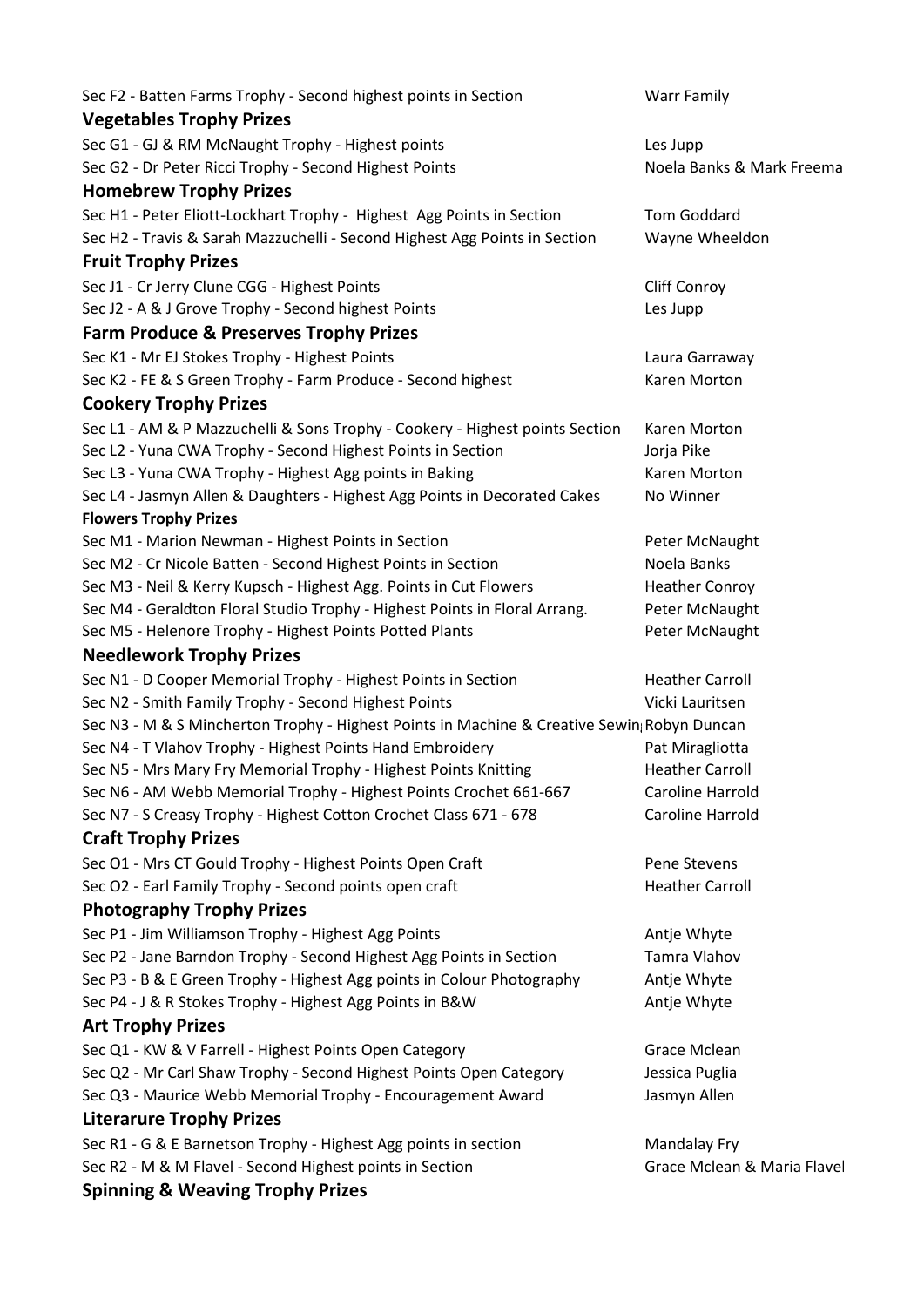Sec F2 - Batten Farms Trophy - Second highest points in Section Warr Family

**Vegetables Trophy Prizes**

Sec G1 - GJ & RM McNaught Trophy - Highest points Les Jupp
Sec G2 - Dr Peter Ricci Trophy - Second Highest Points Noela Banks & Mark Freema

**Homebrew Trophy Prizes**

Sec H1 - Peter Eliott-Lockhart Trophy - Highest Agg Points in Section Tom Goddard
Sec H2 - Travis & Sarah Mazzuchelli - Second Highest Agg Points in Section Wayne Wheeldon

**Fruit Trophy Prizes**

Sec J1 - Cr Jerry Clune CGG - Highest Points Cliff Conroy
Sec J2 - A & J Grove Trophy - Second highest Points Les Jupp

**Farm Produce & Preserves Trophy Prizes**

Sec K1 - Mr EJ Stokes Trophy - Highest Points Laura Garraway
Sec K2 - FE & S Green Trophy - Farm Produce - Second highest Karen Morton

**Cookery Trophy Prizes**

Sec L1 - AM & P Mazzuchelli & Sons Trophy - Cookery - Highest points Section Karen Morton
Sec L2 - Yuna CWA Trophy - Second Highest Points in Section Jorja Pike
Sec L3 - Yuna CWA Trophy - Highest Agg points in Baking Karen Morton
Sec L4 - Jasmyn Allen & Daughters - Highest Agg Points in Decorated Cakes No Winner

**Flowers Trophy Prizes**

Sec M1 - Marion Newman - Highest Points in Section Peter McNaught
Sec M2 - Cr Nicole Batten - Second Highest Points in Section Noela Banks
Sec M3 - Neil & Kerry Kupsch - Highest Agg. Points in Cut Flowers Heather Conroy
Sec M4 - Geraldton Floral Studio Trophy - Highest Points in Floral Arrang. Peter McNaught
Sec M5 - Helenore Trophy - Highest Points Potted Plants Peter McNaught

**Needlework Trophy Prizes**

Sec N1 - D Cooper Memorial Trophy - Highest Points in Section Heather Carroll
Sec N2 - Smith Family Trophy - Second Highest Points Vicki Lauritsen
Sec N3 - M & S Mincherton Trophy - Highest Points in Machine & Creative Sewin Robyn Duncan
Sec N4 - T Vlahov Trophy - Highest Points Hand Embroidery Pat Miragliotta
Sec N5 - Mrs Mary Fry Memorial Trophy - Highest Points Knitting Heather Carroll
Sec N6 - AM Webb Memorial Trophy - Highest Points Crochet 661-667 Caroline Harrold
Sec N7 - S Creasy Trophy - Highest Cotton Crochet Class 671 - 678 Caroline Harrold

**Craft Trophy Prizes**

Sec O1 - Mrs CT Gould Trophy - Highest Points Open Craft Pene Stevens
Sec O2 - Earl Family Trophy - Second points open craft Heather Carroll

**Photography Trophy Prizes**

Sec P1 - Jim Williamson Trophy - Highest Agg Points Antje Whyte
Sec P2 - Jane Barndon Trophy - Second Highest Agg Points in Section Tamra Vlahov
Sec P3 - B & E Green Trophy - Highest Agg points in Colour Photography Antje Whyte
Sec P4 - J & R Stokes Trophy - Highest Agg Points in B&W Antje Whyte

**Art Trophy Prizes**

Sec Q1 - KW & V Farrell - Highest Points Open Category Grace Mclean
Sec Q2 - Mr Carl Shaw Trophy - Second Highest Points Open Category Jessica Puglia
Sec Q3 - Maurice Webb Memorial Trophy - Encouragement Award Jasmyn Allen

**Literarure Trophy Prizes**

Sec R1 - G & E Barnetson Trophy - Highest Agg points in section Mandalay Fry
Sec R2 - M & M Flavel - Second Highest points in Section Grace Mclean & Maria Flavel

**Spinning & Weaving Trophy Prizes**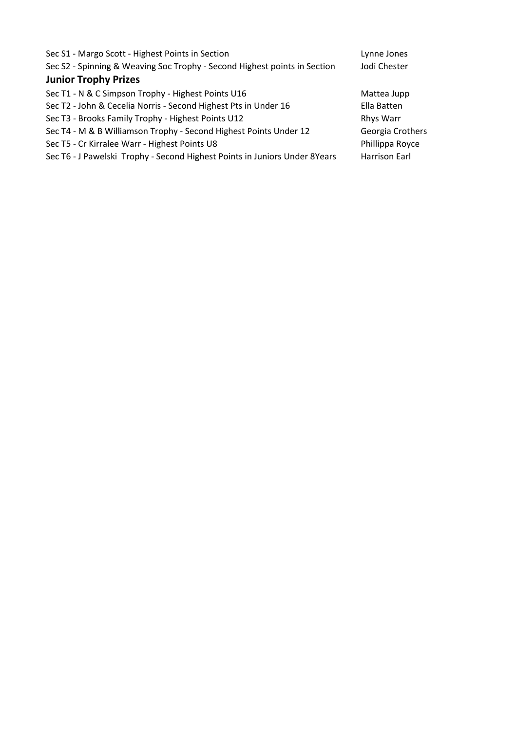| | |
|---|---|
| Sec S1 - Margo Scott - Highest Points in Section | Lynne Jones |
| Sec S2 - Spinning & Weaving Soc Trophy - Second Highest points in Section | Jodi Chester |

**Junior Trophy Prizes**

| | |
|---|---|
| Sec T1 - N & C Simpson Trophy - Highest Points U16 | Mattea Jupp |
| Sec T2 - John & Cecelia Norris - Second Highest Pts in Under 16 | Ella Batten |
| Sec T3 - Brooks Family Trophy - Highest Points U12 | Rhys Warr |
| Sec T4 - M & B Williamson Trophy - Second Highest Points Under 12 | Georgia Crothers |
| Sec T5 - Cr Kirralee Warr - Highest Points U8 | Phillippa Royce |
| Sec T6 - J Pawelski Trophy - Second Highest Points in Juniors Under 8Years | Harrison Earl |